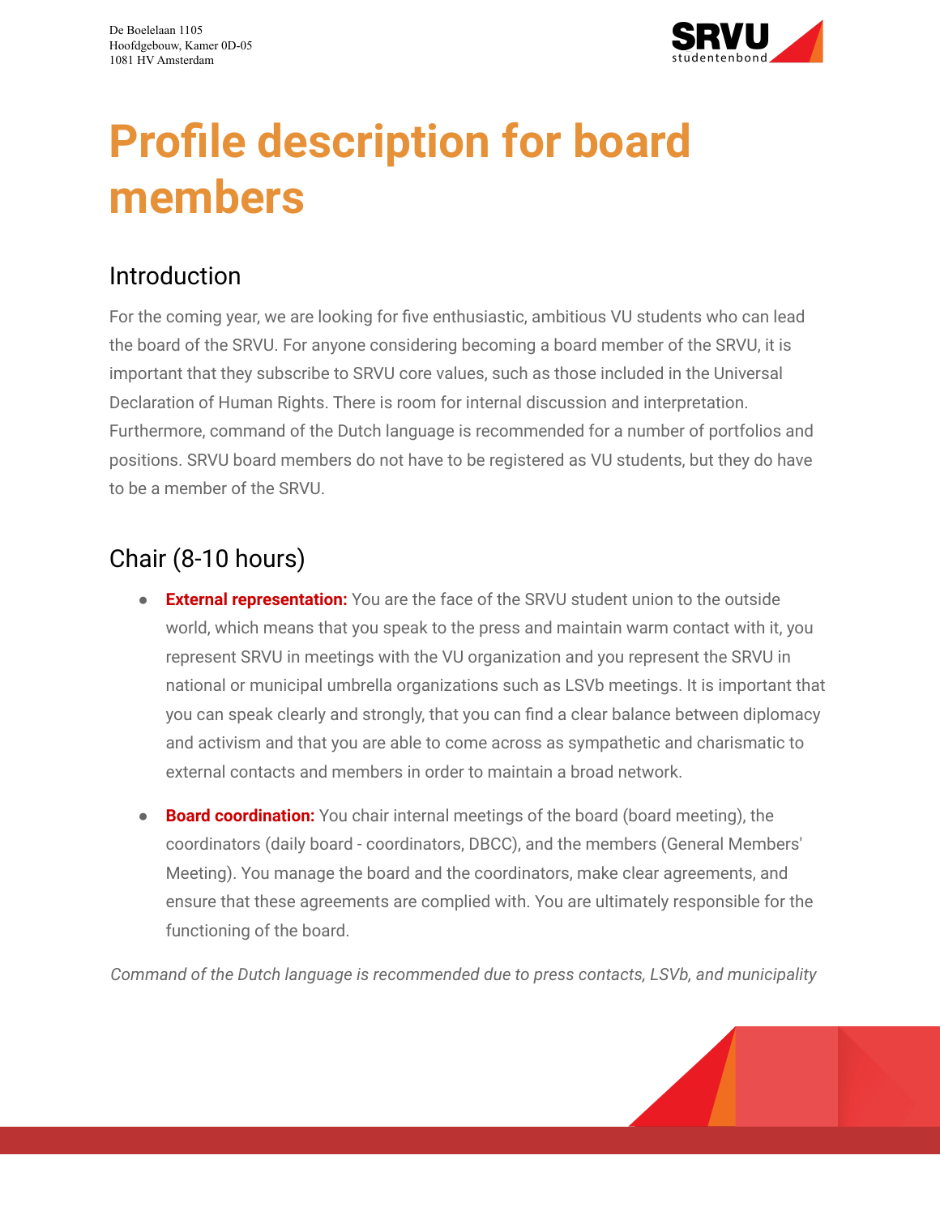De Boelelaan 1105
Hoofdgebouw, Kamer 0D-05
1081 HV Amsterdam

# Profile description for board members

## Introduction

For the coming year, we are looking for five enthusiastic, ambitious VU students who can lead the board of the SRVU. For anyone considering becoming a board member of the SRVU, it is important that they subscribe to SRVU core values, such as those included in the Universal Declaration of Human Rights. There is room for internal discussion and interpretation. Furthermore, command of the Dutch language is recommended for a number of portfolios and positions. SRVU board members do not have to be registered as VU students, but they do have to be a member of the SRVU.

## Chair (8-10 hours)

- **External representation:** You are the face of the SRVU student union to the outside world, which means that you speak to the press and maintain warm contact with it, you represent SRVU in meetings with the VU organization and you represent the SRVU in national or municipal umbrella organizations such as LSVb meetings. It is important that you can speak clearly and strongly, that you can find a clear balance between diplomacy and activism and that you are able to come across as sympathetic and charismatic to external contacts and members in order to maintain a broad network.

- **Board coordination:** You chair internal meetings of the board (board meeting), the coordinators (daily board - coordinators, DBCC), and the members (General Members' Meeting). You manage the board and the coordinators, make clear agreements, and ensure that these agreements are complied with. You are ultimately responsible for the functioning of the board.

*Command of the Dutch language is recommended due to press contacts, LSVb, and municipality*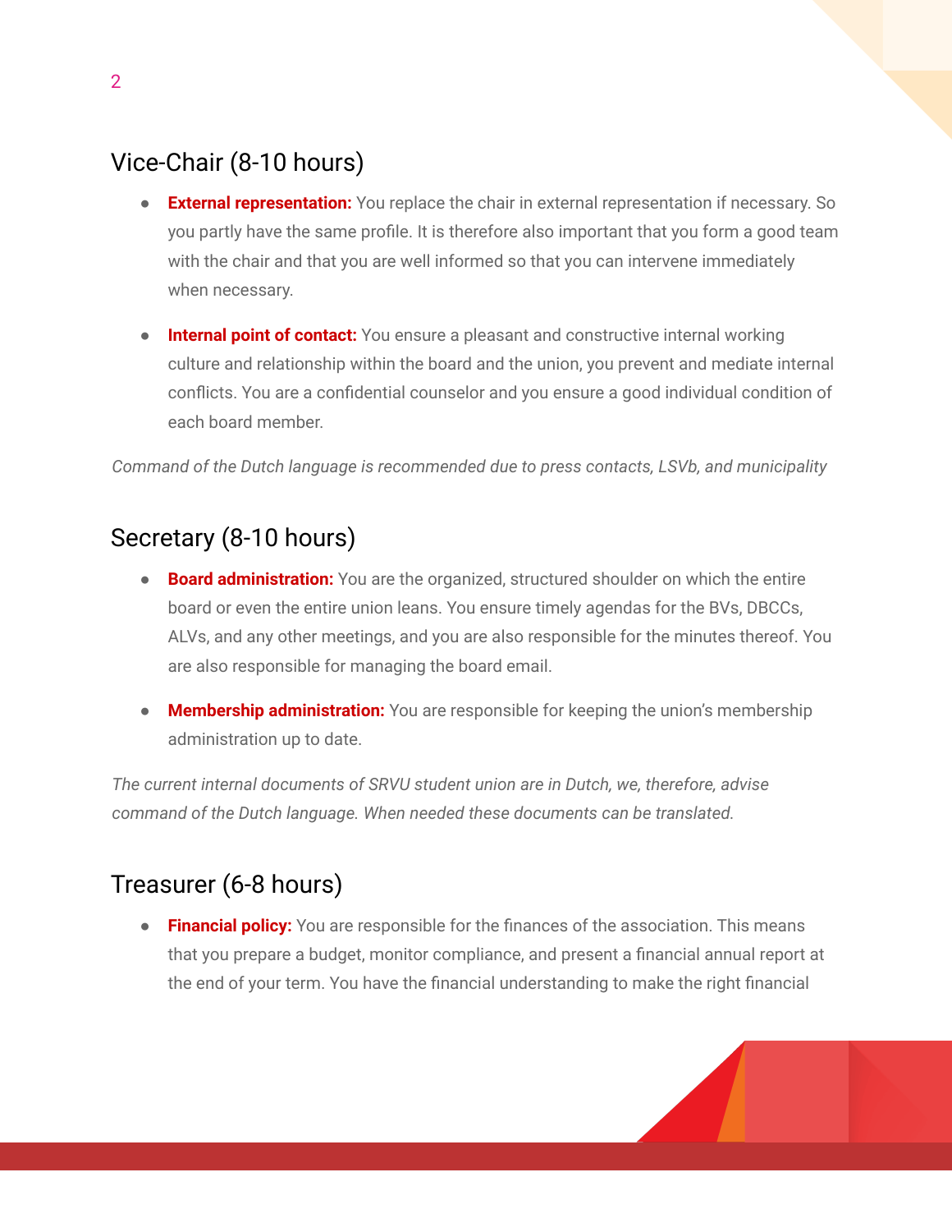## Vice-Chair (8-10 hours)

- **External representation:** You replace the chair in external representation if necessary. So you partly have the same profile. It is therefore also important that you form a good team with the chair and that you are well informed so that you can intervene immediately when necessary.

- **Internal point of contact:** You ensure a pleasant and constructive internal working culture and relationship within the board and the union, you prevent and mediate internal conflicts. You are a confidential counselor and you ensure a good individual condition of each board member.

*Command of the Dutch language is recommended due to press contacts, LSVb, and municipality*

## Secretary (8-10 hours)

- **Board administration:** You are the organized, structured shoulder on which the entire board or even the entire union leans. You ensure timely agendas for the BVs, DBCCs, ALVs, and any other meetings, and you are also responsible for the minutes thereof. You are also responsible for managing the board email.

- **Membership administration:** You are responsible for keeping the union's membership administration up to date.

*The current internal documents of SRVU student union are in Dutch, we, therefore, advise command of the Dutch language. When needed these documents can be translated.*

## Treasurer (6-8 hours)

- **Financial policy:** You are responsible for the finances of the association. This means that you prepare a budget, monitor compliance, and present a financial annual report at the end of your term. You have the financial understanding to make the right financial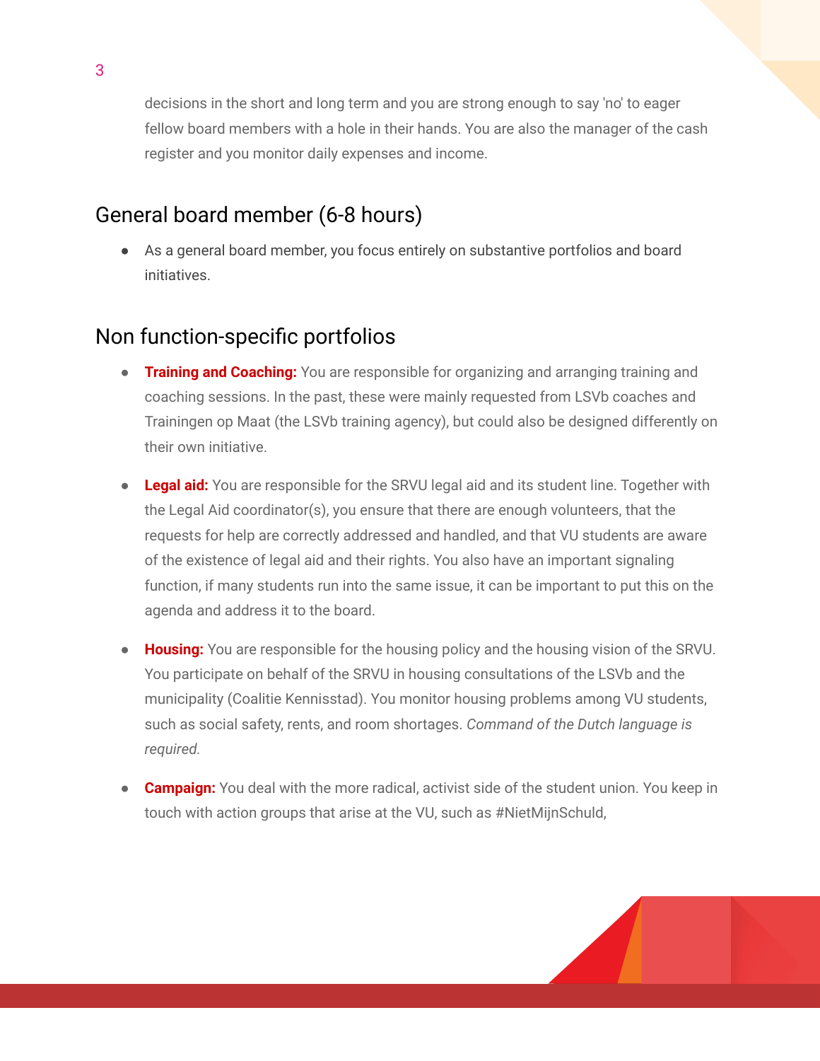decisions in the short and long term and you are strong enough to say 'no' to eager fellow board members with a hole in their hands. You are also the manager of the cash register and you monitor daily expenses and income.

## General board member (6-8 hours)

- As a general board member, you focus entirely on substantive portfolios and board initiatives.

## Non function-specific portfolios

- **Training and Coaching:** You are responsible for organizing and arranging training and coaching sessions. In the past, these were mainly requested from LSVb coaches and Trainingen op Maat (the LSVb training agency), but could also be designed differently on their own initiative.
- **Legal aid:** You are responsible for the SRVU legal aid and its student line. Together with the Legal Aid coordinator(s), you ensure that there are enough volunteers, that the requests for help are correctly addressed and handled, and that VU students are aware of the existence of legal aid and their rights. You also have an important signaling function, if many students run into the same issue, it can be important to put this on the agenda and address it to the board.
- **Housing:** You are responsible for the housing policy and the housing vision of the SRVU. You participate on behalf of the SRVU in housing consultations of the LSVb and the municipality (Coalitie Kennisstad). You monitor housing problems among VU students, such as social safety, rents, and room shortages. *Command of the Dutch language is required.*
- **Campaign:** You deal with the more radical, activist side of the student union. You keep in touch with action groups that arise at the VU, such as #NietMijnSchuld,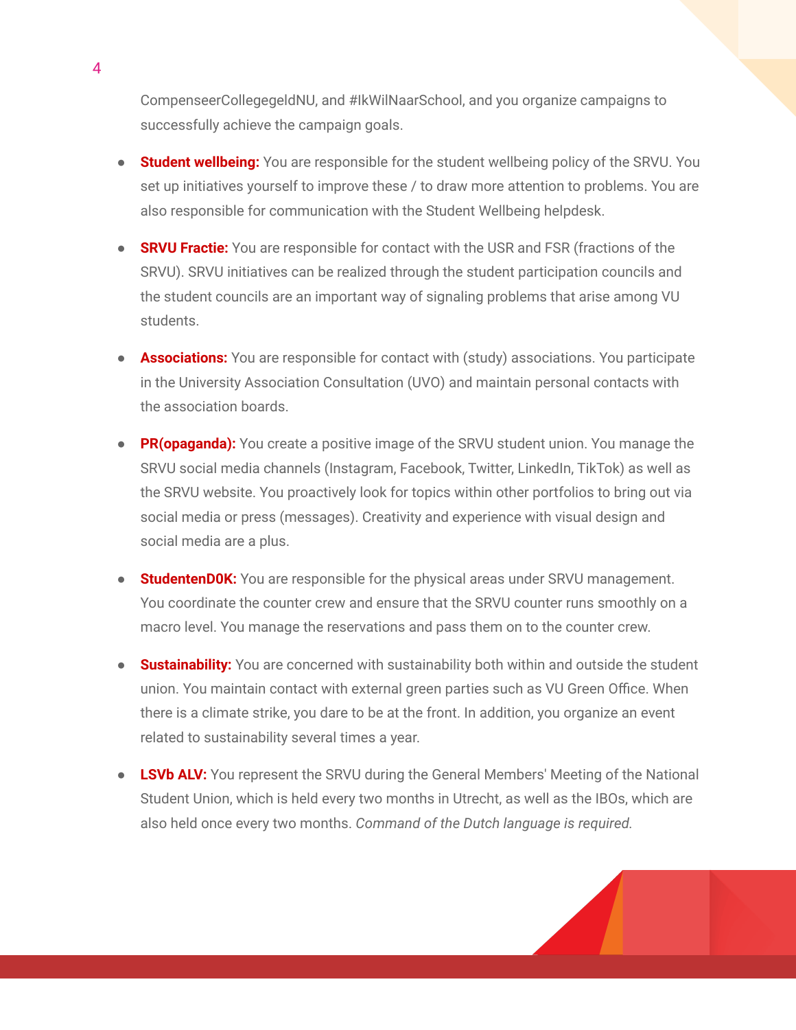CompenseerCollegegeldNU, and #IkWilNaarSchool, and you organize campaigns to successfully achieve the campaign goals.

- **Student wellbeing:** You are responsible for the student wellbeing policy of the SRVU. You set up initiatives yourself to improve these / to draw more attention to problems. You are also responsible for communication with the Student Wellbeing helpdesk.
- **SRVU Fractie:** You are responsible for contact with the USR and FSR (fractions of the SRVU). SRVU initiatives can be realized through the student participation councils and the student councils are an important way of signaling problems that arise among VU students.
- **Associations:** You are responsible for contact with (study) associations. You participate in the University Association Consultation (UVO) and maintain personal contacts with the association boards.
- **PR(opaganda):** You create a positive image of the SRVU student union. You manage the SRVU social media channels (Instagram, Facebook, Twitter, LinkedIn, TikTok) as well as the SRVU website. You proactively look for topics within other portfolios to bring out via social media or press (messages). Creativity and experience with visual design and social media are a plus.
- **StudentenD0K:** You are responsible for the physical areas under SRVU management. You coordinate the counter crew and ensure that the SRVU counter runs smoothly on a macro level. You manage the reservations and pass them on to the counter crew.
- **Sustainability:** You are concerned with sustainability both within and outside the student union. You maintain contact with external green parties such as VU Green Office. When there is a climate strike, you dare to be at the front. In addition, you organize an event related to sustainability several times a year.
- **LSVb ALV:** You represent the SRVU during the General Members' Meeting of the National Student Union, which is held every two months in Utrecht, as well as the IBOs, which are also held once every two months. *Command of the Dutch language is required.*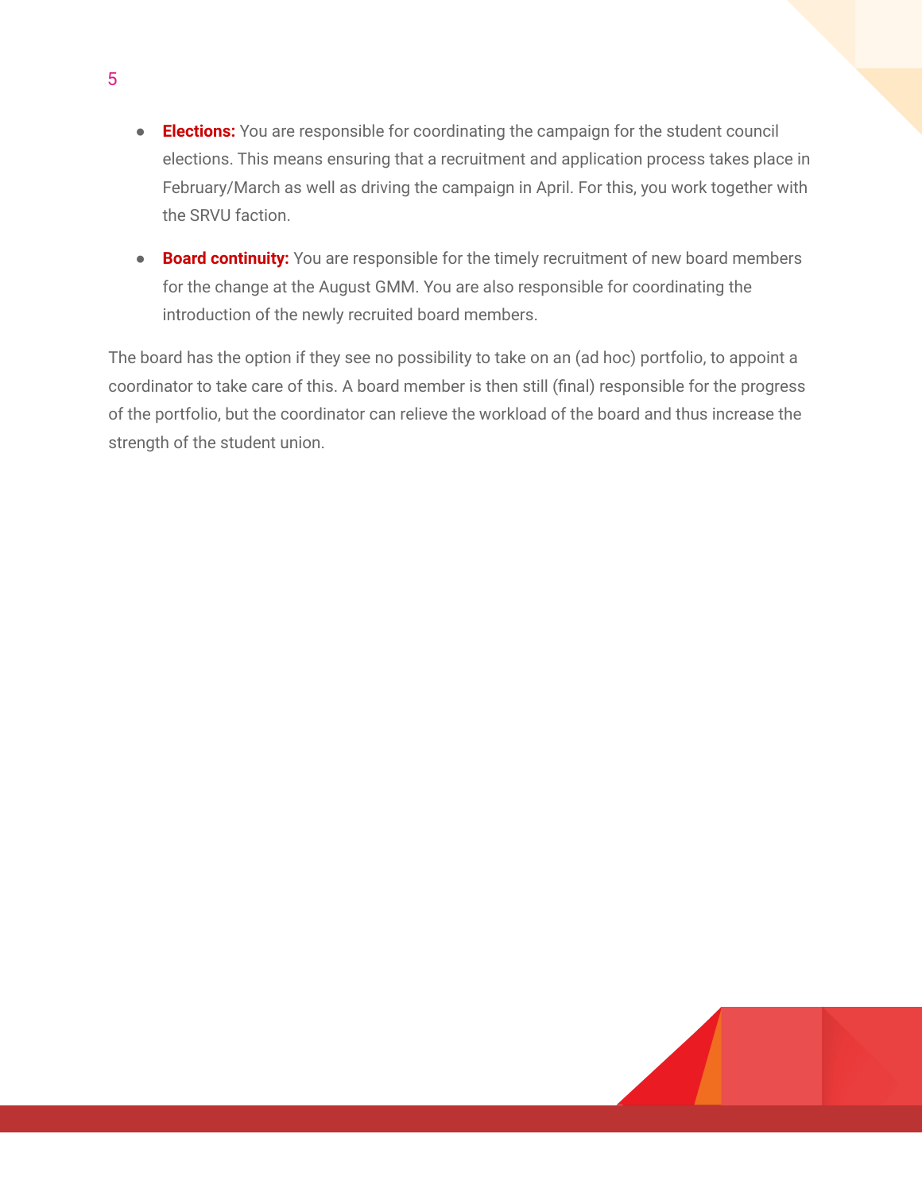- **Elections:** You are responsible for coordinating the campaign for the student council elections. This means ensuring that a recruitment and application process takes place in February/March as well as driving the campaign in April. For this, you work together with the SRVU faction.

- **Board continuity:** You are responsible for the timely recruitment of new board members for the change at the August GMM. You are also responsible for coordinating the introduction of the newly recruited board members.

The board has the option if they see no possibility to take on an (ad hoc) portfolio, to appoint a coordinator to take care of this. A board member is then still (final) responsible for the progress of the portfolio, but the coordinator can relieve the workload of the board and thus increase the strength of the student union.